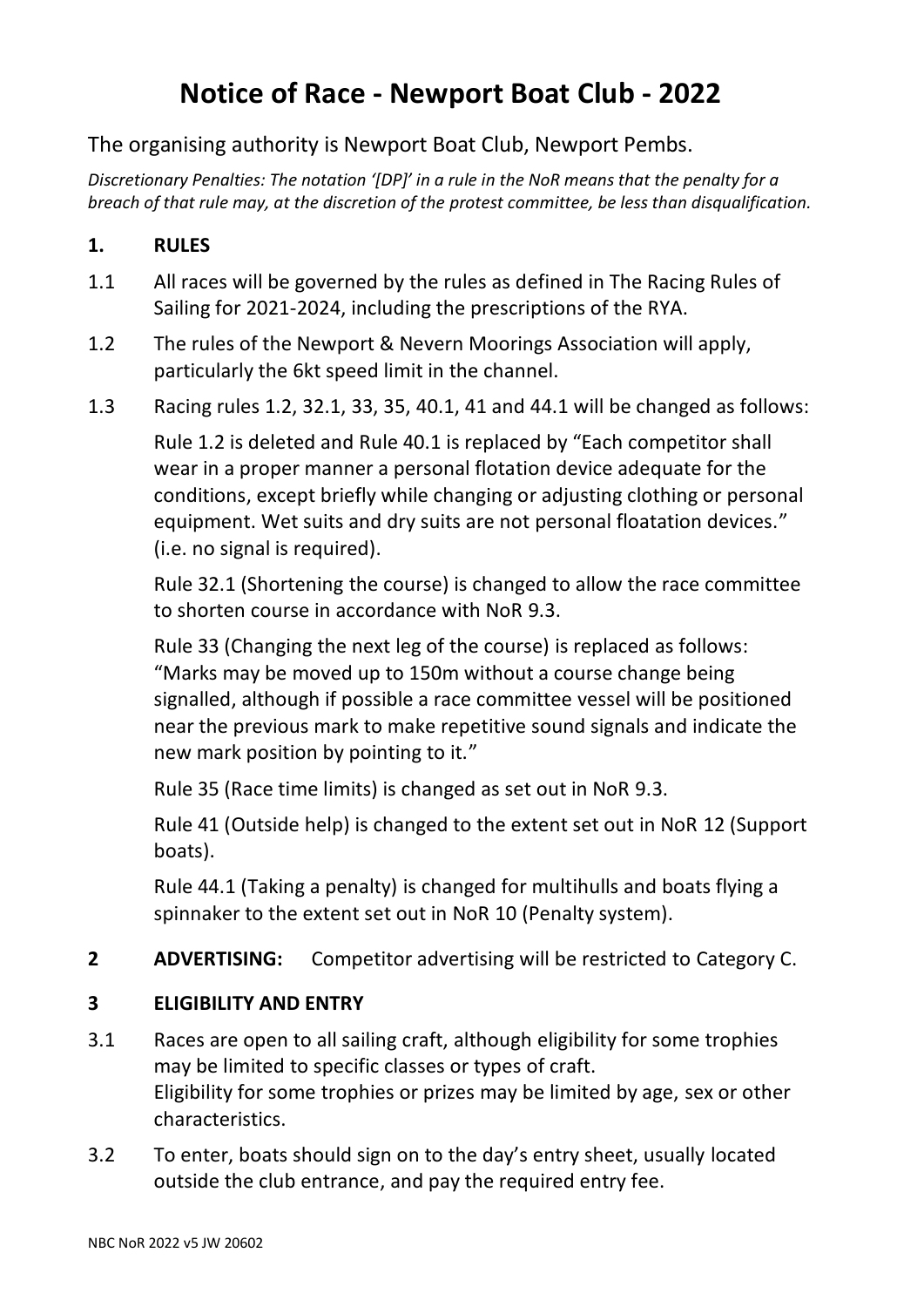# Notice of Race - Newport Boat Club - 2022

The organising authority is Newport Boat Club, Newport Pembs.

*Discretionary Penalties: The notation '[DP]' in a rule in the NoR means that the penalty for a breach of that rule may, at the discretion of the protest committee, be less than disqualification.*

## 1. RULES

1.1 All races will be governed by the rules as defined in The Racing Rules of Sailing for 2021-2024, including the prescriptions of the RYA.

1.2 The rules of the Newport & Nevern Moorings Association will apply, particularly the 6kt speed limit in the channel.

1.3 Racing rules 1.2, 32.1, 33, 35, 40.1, 41 and 44.1 will be changed as follows:

Rule 1.2 is deleted and Rule 40.1 is replaced by "Each competitor shall wear in a proper manner a personal flotation device adequate for the conditions, except briefly while changing or adjusting clothing or personal equipment. Wet suits and dry suits are not personal floatation devices." (i.e. no signal is required).

Rule 32.1 (Shortening the course) is changed to allow the race committee to shorten course in accordance with NoR 9.3.

Rule 33 (Changing the next leg of the course) is replaced as follows: "Marks may be moved up to 150m without a course change being signalled, although if possible a race committee vessel will be positioned near the previous mark to make repetitive sound signals and indicate the new mark position by pointing to it."

Rule 35 (Race time limits) is changed as set out in NoR 9.3.

Rule 41 (Outside help) is changed to the extent set out in NoR 12 (Support boats).

Rule 44.1 (Taking a penalty) is changed for multihulls and boats flying a spinnaker to the extent set out in NoR 10 (Penalty system).

## 2 ADVERTISING:

Competitor advertising will be restricted to Category C.

## 3 ELIGIBILITY AND ENTRY

3.1 Races are open to all sailing craft, although eligibility for some trophies may be limited to specific classes or types of craft.
Eligibility for some trophies or prizes may be limited by age, sex or other characteristics.

3.2 To enter, boats should sign on to the day's entry sheet, usually located outside the club entrance, and pay the required entry fee.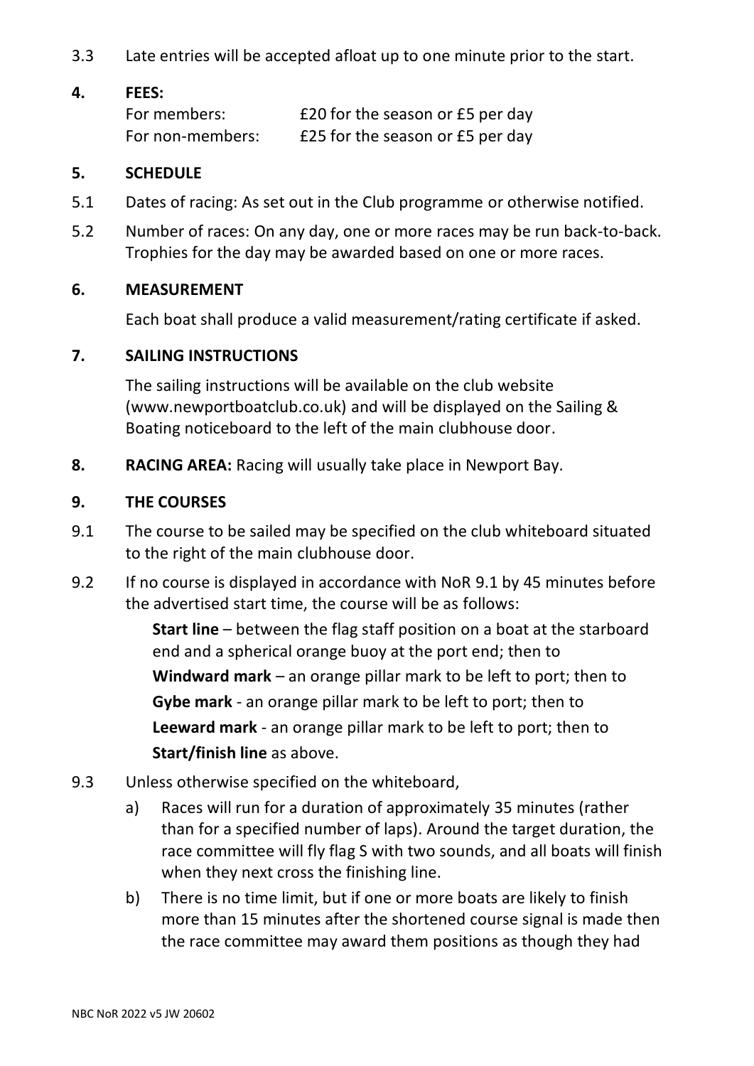3.3 Late entries will be accepted afloat up to one minute prior to the start.

**4. FEES:**

| | |
|---|---|
| For members: | £20 for the season or £5 per day |
| For non-members: | £25 for the season or £5 per day |

**5. SCHEDULE**

5.1 Dates of racing: As set out in the Club programme or otherwise notified.

5.2 Number of races: On any day, one or more races may be run back-to-back. Trophies for the day may be awarded based on one or more races.

**6. MEASUREMENT**

Each boat shall produce a valid measurement/rating certificate if asked.

**7. SAILING INSTRUCTIONS**

The sailing instructions will be available on the club website (www.newportboatclub.co.uk) and will be displayed on the Sailing & Boating noticeboard to the left of the main clubhouse door.

**8. RACING AREA:** Racing will usually take place in Newport Bay.

**9. THE COURSES**

9.1 The course to be sailed may be specified on the club whiteboard situated to the right of the main clubhouse door.

9.2 If no course is displayed in accordance with NoR 9.1 by 45 minutes before the advertised start time, the course will be as follows:

**Start line** – between the flag staff position on a boat at the starboard end and a spherical orange buoy at the port end; then to
**Windward mark** – an orange pillar mark to be left to port; then to
**Gybe mark** - an orange pillar mark to be left to port; then to
**Leeward mark** - an orange pillar mark to be left to port; then to
**Start/finish line** as above.

9.3 Unless otherwise specified on the whiteboard,

a) Races will run for a duration of approximately 35 minutes (rather than for a specified number of laps). Around the target duration, the race committee will fly flag S with two sounds, and all boats will finish when they next cross the finishing line.

b) There is no time limit, but if one or more boats are likely to finish more than 15 minutes after the shortened course signal is made then the race committee may award them positions as though they had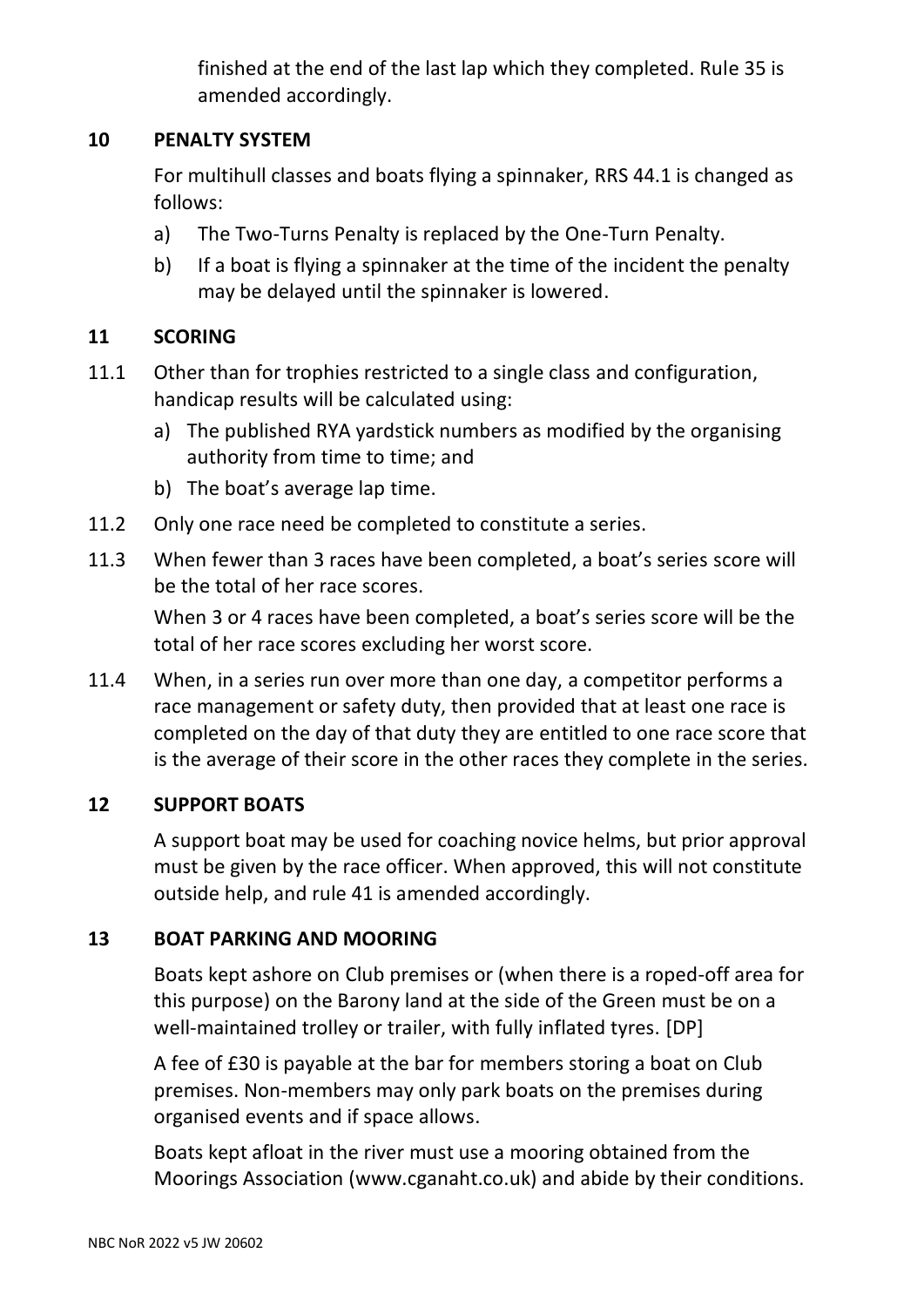finished at the end of the last lap which they completed. Rule 35 is amended accordingly.

## 10 PENALTY SYSTEM

For multihull classes and boats flying a spinnaker, RRS 44.1 is changed as follows:

a) The Two-Turns Penalty is replaced by the One-Turn Penalty.

b) If a boat is flying a spinnaker at the time of the incident the penalty may be delayed until the spinnaker is lowered.

## 11 SCORING

11.1 Other than for trophies restricted to a single class and configuration, handicap results will be calculated using:

a) The published RYA yardstick numbers as modified by the organising authority from time to time; and

b) The boat's average lap time.

11.2 Only one race need be completed to constitute a series.

11.3 When fewer than 3 races have been completed, a boat's series score will be the total of her race scores.

When 3 or 4 races have been completed, a boat's series score will be the total of her race scores excluding her worst score.

11.4 When, in a series run over more than one day, a competitor performs a race management or safety duty, then provided that at least one race is completed on the day of that duty they are entitled to one race score that is the average of their score in the other races they complete in the series.

## 12 SUPPORT BOATS

A support boat may be used for coaching novice helms, but prior approval must be given by the race officer. When approved, this will not constitute outside help, and rule 41 is amended accordingly.

## 13 BOAT PARKING AND MOORING

Boats kept ashore on Club premises or (when there is a roped-off area for this purpose) on the Barony land at the side of the Green must be on a well-maintained trolley or trailer, with fully inflated tyres. [DP]

A fee of £30 is payable at the bar for members storing a boat on Club premises. Non-members may only park boats on the premises during organised events and if space allows.

Boats kept afloat in the river must use a mooring obtained from the Moorings Association (www.cganaht.co.uk) and abide by their conditions.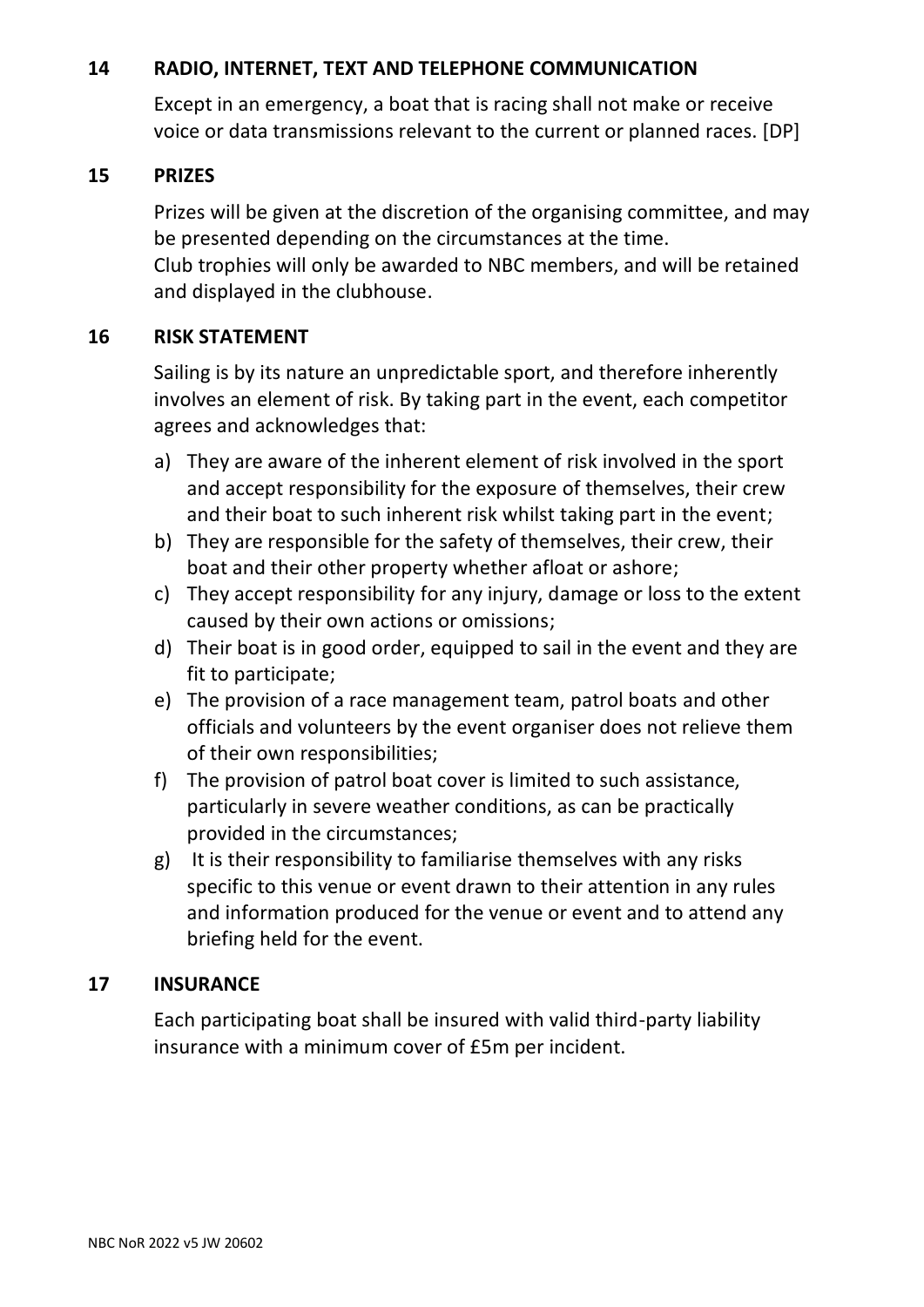## 14 RADIO, INTERNET, TEXT AND TELEPHONE COMMUNICATION

Except in an emergency, a boat that is racing shall not make or receive voice or data transmissions relevant to the current or planned races. [DP]

## 15 PRIZES

Prizes will be given at the discretion of the organising committee, and may be presented depending on the circumstances at the time.
Club trophies will only be awarded to NBC members, and will be retained and displayed in the clubhouse.

## 16 RISK STATEMENT

Sailing is by its nature an unpredictable sport, and therefore inherently involves an element of risk. By taking part in the event, each competitor agrees and acknowledges that:

a) They are aware of the inherent element of risk involved in the sport and accept responsibility for the exposure of themselves, their crew and their boat to such inherent risk whilst taking part in the event;
b) They are responsible for the safety of themselves, their crew, their boat and their other property whether afloat or ashore;
c) They accept responsibility for any injury, damage or loss to the extent caused by their own actions or omissions;
d) Their boat is in good order, equipped to sail in the event and they are fit to participate;
e) The provision of a race management team, patrol boats and other officials and volunteers by the event organiser does not relieve them of their own responsibilities;
f) The provision of patrol boat cover is limited to such assistance, particularly in severe weather conditions, as can be practically provided in the circumstances;
g) It is their responsibility to familiarise themselves with any risks specific to this venue or event drawn to their attention in any rules and information produced for the venue or event and to attend any briefing held for the event.

## 17 INSURANCE

Each participating boat shall be insured with valid third-party liability insurance with a minimum cover of £5m per incident.